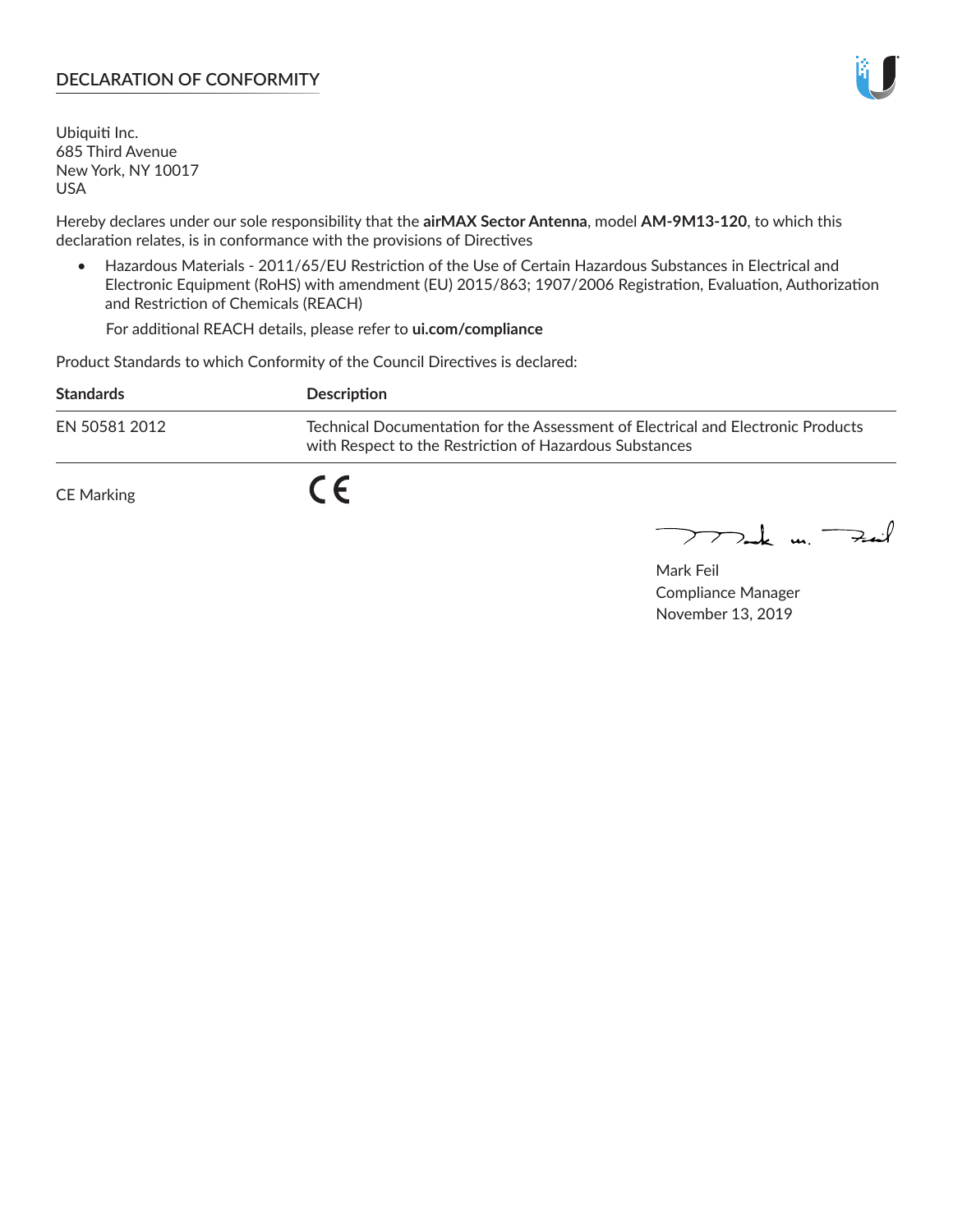# DECLARATION OF CONFORMITY

Ubiquiti Inc.
685 Third Avenue
New York, NY 10017
USA

Hereby declares under our sole responsibility that the **airMAX Sector Antenna**, model **AM-9M13-120**, to which this declaration relates, is in conformance with the provisions of Directives

- Hazardous Materials - 2011/65/EU Restriction of the Use of Certain Hazardous Substances in Electrical and Electronic Equipment (RoHS) with amendment (EU) 2015/863; 1907/2006 Registration, Evaluation, Authorization and Restriction of Chemicals (REACH)

  For additional REACH details, please refer to **ui.com/compliance**

Product Standards to which Conformity of the Council Directives is declared:

| Standards | Description |
| --- | --- |
| EN 50581 2012 | Technical Documentation for the Assessment of Electrical and Electronic Products with Respect to the Restriction of Hazardous Substances |

CE Marking CE

Mark Feil
Compliance Manager
November 13, 2019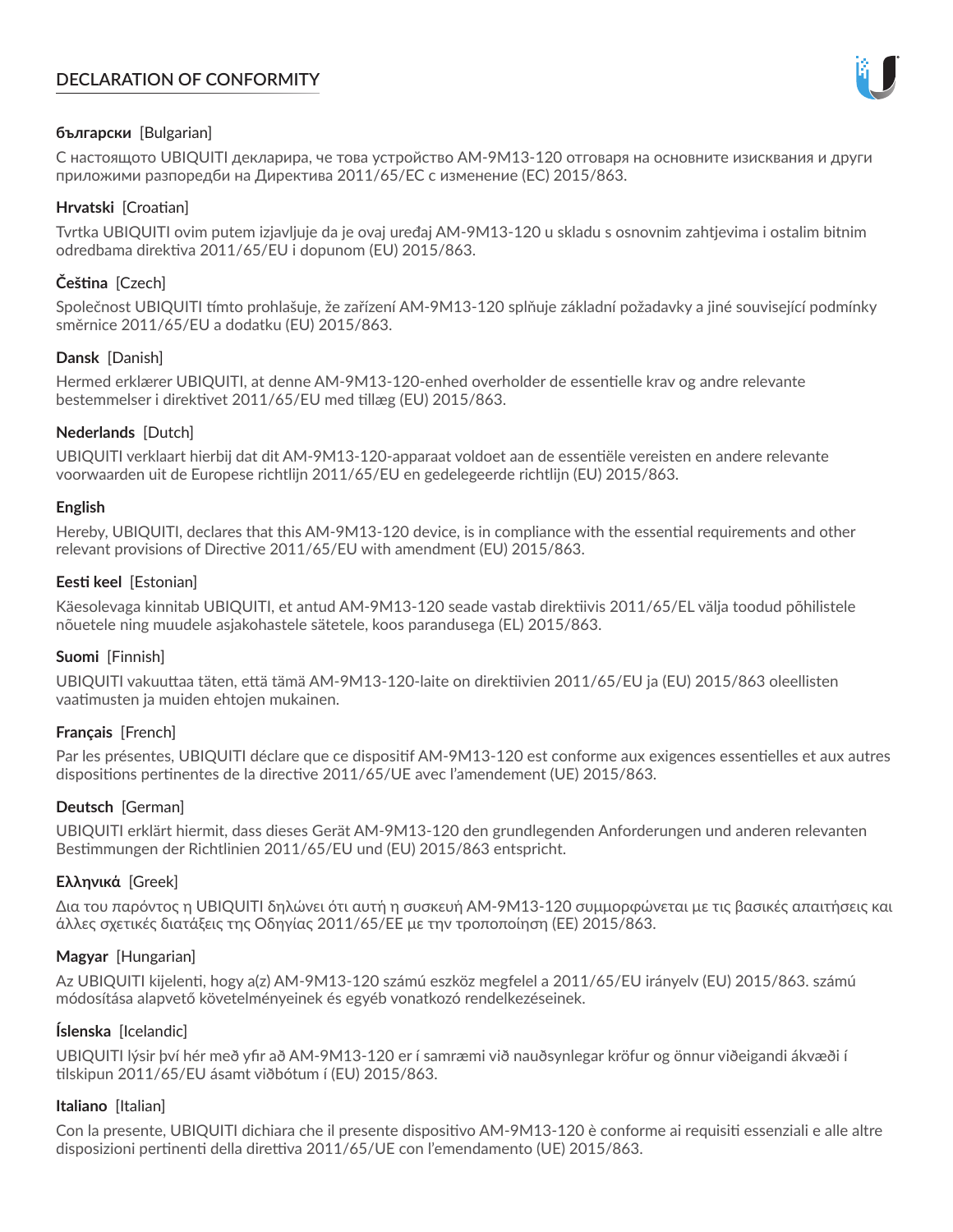# DECLARATION OF CONFORMITY

**български** [Bulgarian]

С настоящото UBIQUITI декларира, че това устройство AM-9M13-120 отговаря на основните изисквания и други приложими разпоредби на Директива 2011/65/ЕС с изменение (ЕС) 2015/863.

**Hrvatski** [Croatian]

Tvrtka UBIQUITI ovim putem izjavljuje da je ovaj uređaj AM-9M13-120 u skladu s osnovnim zahtjevima i ostalim bitnim odredbama direktiva 2011/65/EU i dopunom (EU) 2015/863.

**Čeština** [Czech]

Společnost UBIQUITI tímto prohlašuje, že zařízení AM-9M13-120 splňuje základní požadavky a jiné související podmínky směrnice 2011/65/EU a dodatku (EU) 2015/863.

**Dansk** [Danish]

Hermed erklærer UBIQUITI, at denne AM-9M13-120-enhed overholder de essentielle krav og andre relevante bestemmelser i direktivet 2011/65/EU med tillæg (EU) 2015/863.

**Nederlands** [Dutch]

UBIQUITI verklaart hierbij dat dit AM-9M13-120-apparaat voldoet aan de essentiële vereisten en andere relevante voorwaarden uit de Europese richtlijn 2011/65/EU en gedelegeerde richtlijn (EU) 2015/863.

**English**

Hereby, UBIQUITI, declares that this AM-9M13-120 device, is in compliance with the essential requirements and other relevant provisions of Directive 2011/65/EU with amendment (EU) 2015/863.

**Eesti keel** [Estonian]

Käesolevaga kinnitab UBIQUITI, et antud AM-9M13-120 seade vastab direktiivis 2011/65/EL välja toodud põhilistele nõuetele ning muudele asjakohastele sätetele, koos parandusega (EL) 2015/863.

**Suomi** [Finnish]

UBIQUITI vakuuttaa täten, että tämä AM-9M13-120-laite on direktiivien 2011/65/EU ja (EU) 2015/863 oleellisten vaatimusten ja muiden ehtojen mukainen.

**Français** [French]

Par les présentes, UBIQUITI déclare que ce dispositif AM-9M13-120 est conforme aux exigences essentielles et aux autres dispositions pertinentes de la directive 2011/65/UE avec l'amendement (UE) 2015/863.

**Deutsch** [German]

UBIQUITI erklärt hiermit, dass dieses Gerät AM-9M13-120 den grundlegenden Anforderungen und anderen relevanten Bestimmungen der Richtlinien 2011/65/EU und (EU) 2015/863 entspricht.

**Ελληνικά** [Greek]

Δια του παρόντος η UBIQUITI δηλώνει ότι αυτή η συσκευή AM-9M13-120 συμμορφώνεται με τις βασικές απαιτήσεις και άλλες σχετικές διατάξεις της Οδηγίας 2011/65/ΕΕ με την τροποποίηση (ΕΕ) 2015/863.

**Magyar** [Hungarian]

Az UBIQUITI kijelenti, hogy a(z) AM-9M13-120 számú eszköz megfelel a 2011/65/EU irányelv (EU) 2015/863. számú módosítása alapvető követelményeinek és egyéb vonatkozó rendelkezéseinek.

**Íslenska** [Icelandic]

UBIQUITI lýsir því hér með yfir að AM-9M13-120 er í samræmi við nauðsynlegar kröfur og önnur viðeigandi ákvæði í tilskipun 2011/65/EU ásamt viðbótum í (EU) 2015/863.

**Italiano** [Italian]

Con la presente, UBIQUITI dichiara che il presente dispositivo AM-9M13-120 è conforme ai requisiti essenziali e alle altre disposizioni pertinenti della direttiva 2011/65/UE con l'emendamento (UE) 2015/863.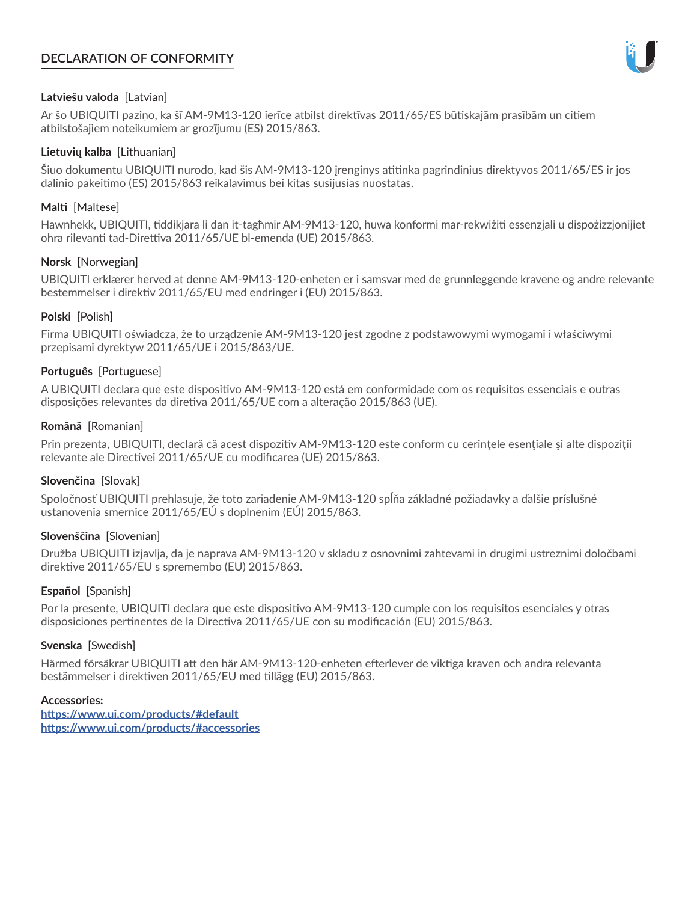# DECLARATION OF CONFORMITY

**Latviešu valoda** [Latvian]

Ar šo UBIQUITI paziņo, ka šī AM-9M13-120 ierīce atbilst direktīvas 2011/65/ES būtiskajām prasībām un citiem atbilstošajiem noteikumiem ar grozījumu (ES) 2015/863.

**Lietuvių kalba** [Lithuanian]

Šiuo dokumentu UBIQUITI nurodo, kad šis AM-9M13-120 įrenginys atitinka pagrindinius direktyvos 2011/65/ES ir jos dalinio pakeitimo (ES) 2015/863 reikalavimus bei kitas susijusias nuostatas.

**Malti** [Maltese]

Hawnhekk, UBIQUITI, tiddikjara li dan it-tagħmir AM-9M13-120, huwa konformi mar-rekwiżiti essenzjali u dispożizzjonijiet oħra rilevanti tad-Direttiva 2011/65/UE bl-emenda (UE) 2015/863.

**Norsk** [Norwegian]

UBIQUITI erklærer herved at denne AM-9M13-120-enheten er i samsvar med de grunnleggende kravene og andre relevante bestemmelser i direktiv 2011/65/EU med endringer i (EU) 2015/863.

**Polski** [Polish]

Firma UBIQUITI oświadcza, że to urządzenie AM-9M13-120 jest zgodne z podstawowymi wymogami i właściwymi przepisami dyrektyw 2011/65/UE i 2015/863/UE.

**Português** [Portuguese]

A UBIQUITI declara que este dispositivo AM-9M13-120 está em conformidade com os requisitos essenciais e outras disposições relevantes da diretiva 2011/65/UE com a alteração 2015/863 (UE).

**Română** [Romanian]

Prin prezenta, UBIQUITI, declară că acest dispozitiv AM-9M13-120 este conform cu cerinţele esenţiale şi alte dispoziţii relevante ale Directivei 2011/65/UE cu modificarea (UE) 2015/863.

**Slovenčina** [Slovak]

Spoločnosť UBIQUITI prehlasuje, že toto zariadenie AM-9M13-120 spĺňa základné požiadavky a ďalšie príslušné ustanovenia smernice 2011/65/EÚ s doplnením (EÚ) 2015/863.

**Slovenščina** [Slovenian]

Družba UBIQUITI izjavlja, da je naprava AM-9M13-120 v skladu z osnovnimi zahtevami in drugimi ustreznimi določbami direktive 2011/65/EU s spremembo (EU) 2015/863.

**Español** [Spanish]

Por la presente, UBIQUITI declara que este dispositivo AM-9M13-120 cumple con los requisitos esenciales y otras disposiciones pertinentes de la Directiva 2011/65/UE con su modificación (EU) 2015/863.

**Svenska** [Swedish]

Härmed försäkrar UBIQUITI att den här AM-9M13-120-enheten efterlever de viktiga kraven och andra relevanta bestämmelser i direktiven 2011/65/EU med tillägg (EU) 2015/863.

**Accessories:**
**https://www.ui.com/products/#default**
**https://www.ui.com/products/#accessories**